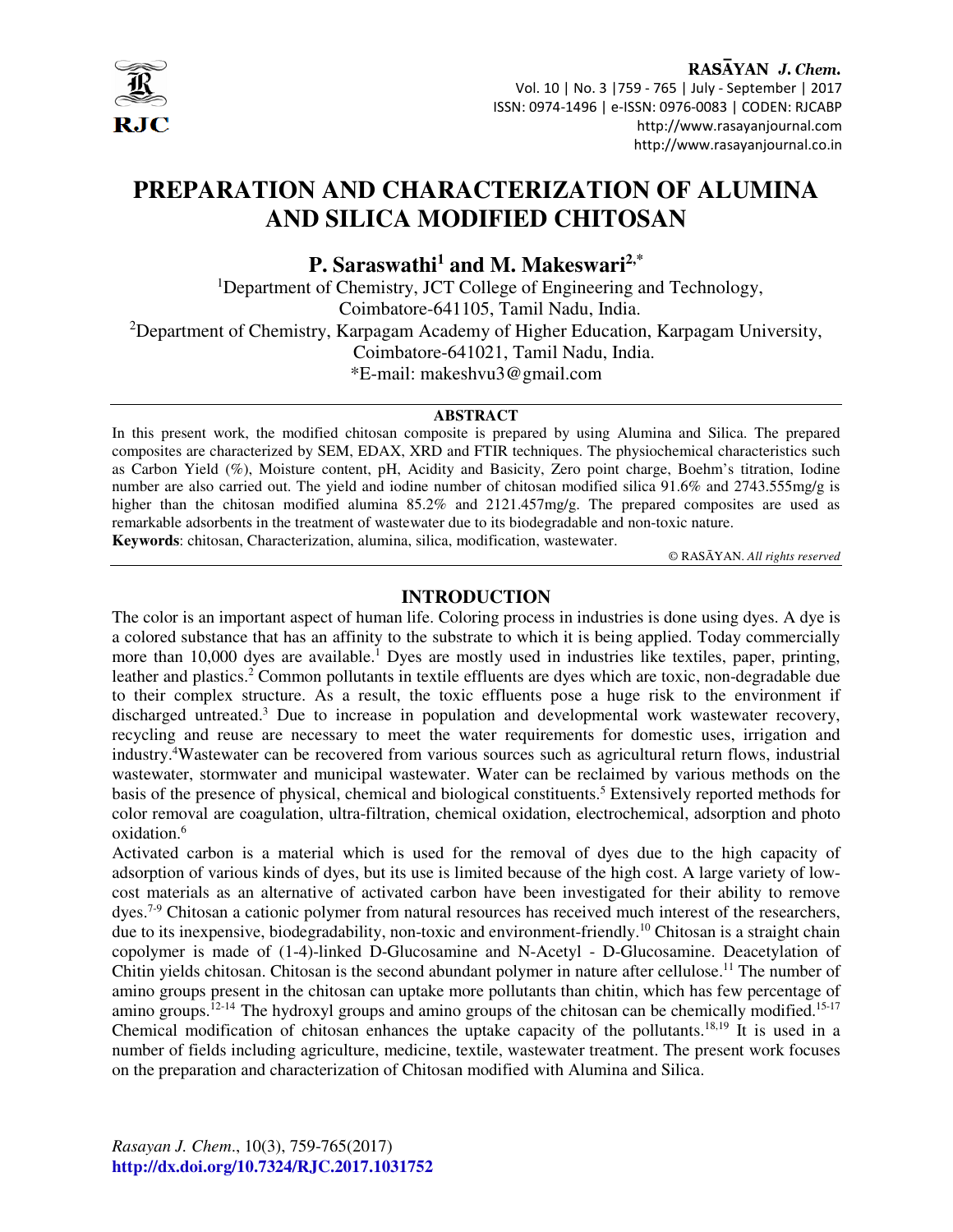# PREPARATION AND CHARACTERIZATION OF ALUMINA AND SILICA MODIFIED CHITOSAN

**P. Saraswathi[1] and M. Makeswari[2,*]**

[1]Department of Chemistry, JCT College of Engineering and Technology, Coimbatore-641105, Tamil Nadu, India.

[2]Department of Chemistry, Karpagam Academy of Higher Education, Karpagam University, Coimbatore-641021, Tamil Nadu, India.

*E-mail: makeshvu3@gmail.com

## ABSTRACT

In this present work, the modified chitosan composite is prepared by using Alumina and Silica. The prepared composites are characterized by SEM, EDAX, XRD and FTIR techniques. The physiochemical characteristics such as Carbon Yield (%), Moisture content, pH, Acidity and Basicity, Zero point charge, Boehm's titration, Iodine number are also carried out. The yield and iodine number of chitosan modified silica 91.6% and 2743.555mg/g is higher than the chitosan modified alumina 85.2% and 2121.457mg/g. The prepared composites are used as remarkable adsorbents in the treatment of wastewater due to its biodegradable and non-toxic nature.

**Keywords**: chitosan, Characterization, alumina, silica, modification, wastewater.

© RASĀYAN. *All rights reserved*

## INTRODUCTION

The color is an important aspect of human life. Coloring process in industries is done using dyes. A dye is a colored substance that has an affinity to the substrate to which it is being applied. Today commercially more than 10,000 dyes are available.[1] Dyes are mostly used in industries like textiles, paper, printing, leather and plastics.[2] Common pollutants in textile effluents are dyes which are toxic, non-degradable due to their complex structure. As a result, the toxic effluents pose a huge risk to the environment if discharged untreated.[3] Due to increase in population and developmental work wastewater recovery, recycling and reuse are necessary to meet the water requirements for domestic uses, irrigation and industry.[4]Wastewater can be recovered from various sources such as agricultural return flows, industrial wastewater, stormwater and municipal wastewater. Water can be reclaimed by various methods on the basis of the presence of physical, chemical and biological constituents.[5] Extensively reported methods for color removal are coagulation, ultra-filtration, chemical oxidation, electrochemical, adsorption and photo oxidation.[6]

Activated carbon is a material which is used for the removal of dyes due to the high capacity of adsorption of various kinds of dyes, but its use is limited because of the high cost. A large variety of low-cost materials as an alternative of activated carbon have been investigated for their ability to remove dyes.[7-9] Chitosan a cationic polymer from natural resources has received much interest of the researchers, due to its inexpensive, biodegradability, non-toxic and environment-friendly.[10] Chitosan is a straight chain copolymer is made of (1-4)-linked D-Glucosamine and N-Acetyl - D-Glucosamine. Deacetylation of Chitin yields chitosan. Chitosan is the second abundant polymer in nature after cellulose.[11] The number of amino groups present in the chitosan can uptake more pollutants than chitin, which has few percentage of amino groups.[12-14] The hydroxyl groups and amino groups of the chitosan can be chemically modified.[15-17] Chemical modification of chitosan enhances the uptake capacity of the pollutants.[18,19] It is used in a number of fields including agriculture, medicine, textile, wastewater treatment. The present work focuses on the preparation and characterization of Chitosan modified with Alumina and Silica.

*Rasayan J. Chem.*, 10(3), 759-765(2017)
http://dx.doi.org/10.7324/RJC.2017.1031752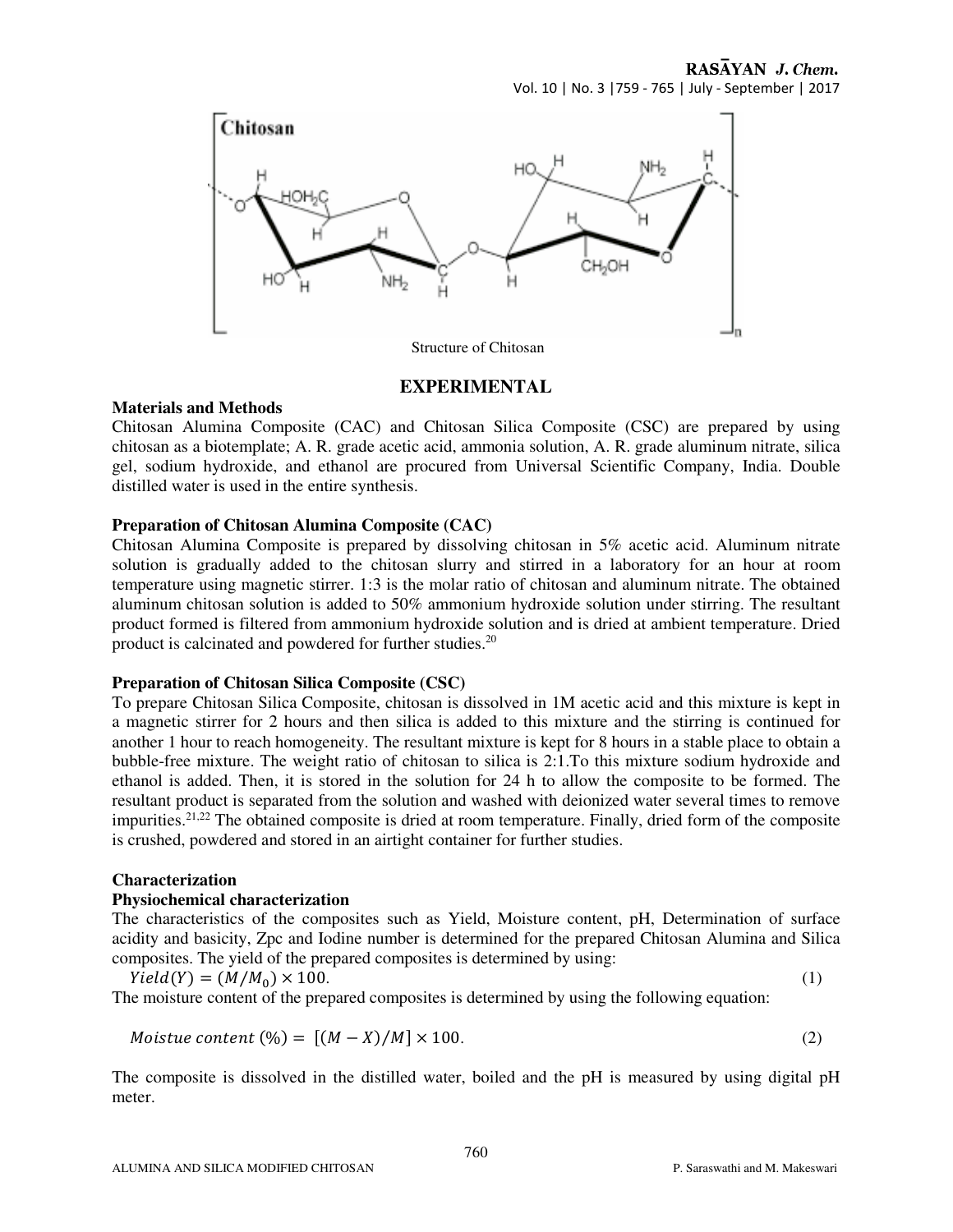Structure of Chitosan

## EXPERIMENTAL

### Materials and Methods

Chitosan Alumina Composite (CAC) and Chitosan Silica Composite (CSC) are prepared by using chitosan as a biotemplate; A. R. grade acetic acid, ammonia solution, A. R. grade aluminum nitrate, silica gel, sodium hydroxide, and ethanol are procured from Universal Scientific Company, India. Double distilled water is used in the entire synthesis.

### Preparation of Chitosan Alumina Composite (CAC)

Chitosan Alumina Composite is prepared by dissolving chitosan in 5% acetic acid. Aluminum nitrate solution is gradually added to the chitosan slurry and stirred in a laboratory for an hour at room temperature using magnetic stirrer. 1:3 is the molar ratio of chitosan and aluminum nitrate. The obtained aluminum chitosan solution is added to 50% ammonium hydroxide solution under stirring. The resultant product formed is filtered from ammonium hydroxide solution and is dried at ambient temperature. Dried product is calcinated and powdered for further studies.[20]

### Preparation of Chitosan Silica Composite (CSC)

To prepare Chitosan Silica Composite, chitosan is dissolved in 1M acetic acid and this mixture is kept in a magnetic stirrer for 2 hours and then silica is added to this mixture and the stirring is continued for another 1 hour to reach homogeneity. The resultant mixture is kept for 8 hours in a stable place to obtain a bubble-free mixture. The weight ratio of chitosan to silica is 2:1.To this mixture sodium hydroxide and ethanol is added. Then, it is stored in the solution for 24 h to allow the composite to be formed. The resultant product is separated from the solution and washed with deionized water several times to remove impurities.[21,22] The obtained composite is dried at room temperature. Finally, dried form of the composite is crushed, powdered and stored in an airtight container for further studies.

### Characterization

#### Physiochemical characterization

The characteristics of the composites such as Yield, Moisture content, pH, Determination of surface acidity and basicity, Zpc and Iodine number is determined for the prepared Chitosan Alumina and Silica composites. The yield of the prepared composites is determined by using:

$$Yield(Y) = (M/M_0) \times 100. \quad (1)$$

The moisture content of the prepared composites is determined by using the following equation:

$$Moistue\ content\ (\%) = [(M - X)/M] \times 100. \quad (2)$$

The composite is dissolved in the distilled water, boiled and the pH is measured by using digital pH meter.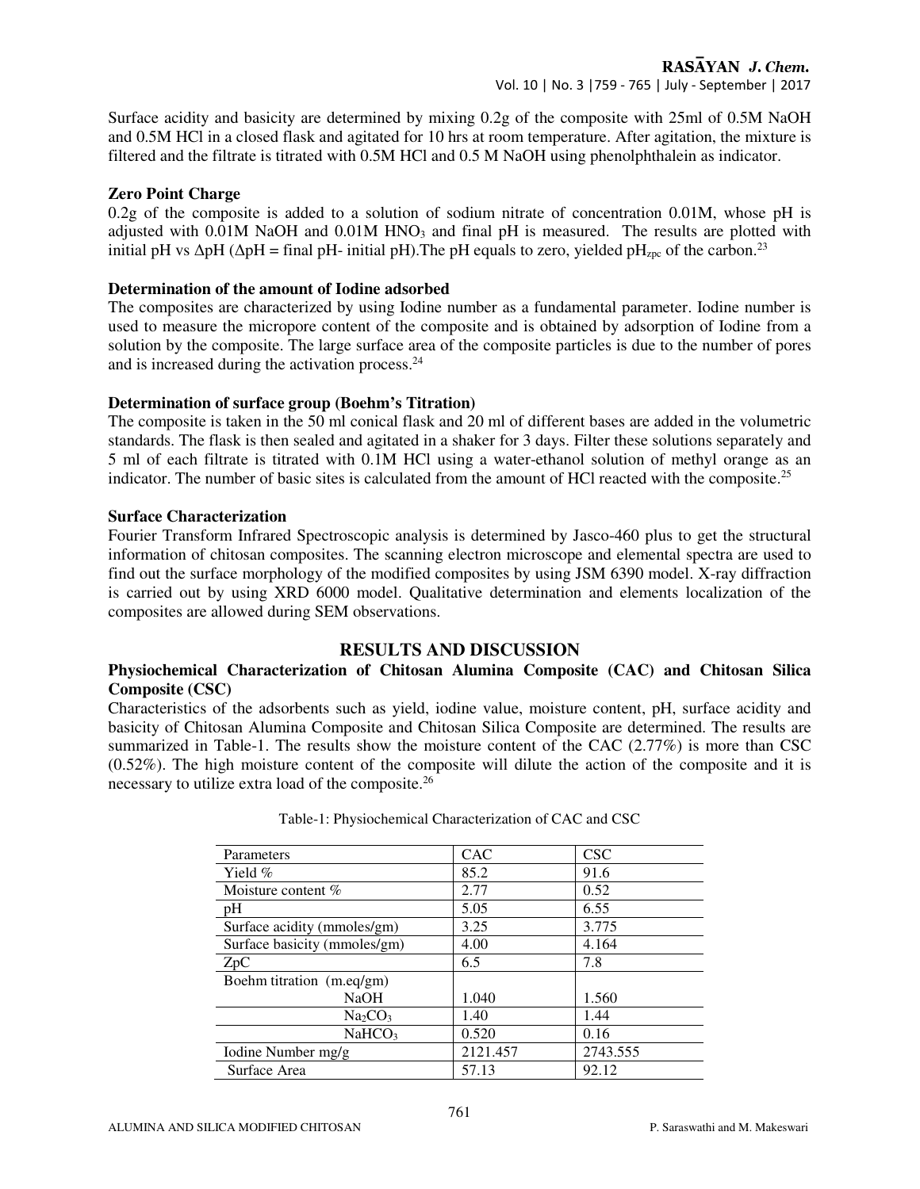Surface acidity and basicity are determined by mixing 0.2g of the composite with 25ml of 0.5M NaOH and 0.5M HCl in a closed flask and agitated for 10 hrs at room temperature. After agitation, the mixture is filtered and the filtrate is titrated with 0.5M HCl and 0.5 M NaOH using phenolphthalein as indicator.

**Zero Point Charge**

0.2g of the composite is added to a solution of sodium nitrate of concentration 0.01M, whose pH is adjusted with 0.01M NaOH and 0.01M $HNO_3$ and final pH is measured. The results are plotted with initial pH vs ΔpH (ΔpH = final pH- initial pH).The pH equals to zero, yielded $pH_{zpc}$ of the carbon.[23]

**Determination of the amount of Iodine adsorbed**

The composites are characterized by using Iodine number as a fundamental parameter. Iodine number is used to measure the micropore content of the composite and is obtained by adsorption of Iodine from a solution by the composite. The large surface area of the composite particles is due to the number of pores and is increased during the activation process.[24]

**Determination of surface group (Boehm's Titration)**

The composite is taken in the 50 ml conical flask and 20 ml of different bases are added in the volumetric standards. The flask is then sealed and agitated in a shaker for 3 days. Filter these solutions separately and 5 ml of each filtrate is titrated with 0.1M HCl using a water-ethanol solution of methyl orange as an indicator. The number of basic sites is calculated from the amount of HCl reacted with the composite.[25]

**Surface Characterization**

Fourier Transform Infrared Spectroscopic analysis is determined by Jasco-460 plus to get the structural information of chitosan composites. The scanning electron microscope and elemental spectra are used to find out the surface morphology of the modified composites by using JSM 6390 model. X-ray diffraction is carried out by using XRD 6000 model. Qualitative determination and elements localization of the composites are allowed during SEM observations.

## RESULTS AND DISCUSSION

**Physiochemical Characterization of Chitosan Alumina Composite (CAC) and Chitosan Silica Composite (CSC)**

Characteristics of the adsorbents such as yield, iodine value, moisture content, pH, surface acidity and basicity of Chitosan Alumina Composite and Chitosan Silica Composite are determined. The results are summarized in Table-1. The results show the moisture content of the CAC (2.77%) is more than CSC (0.52%). The high moisture content of the composite will dilute the action of the composite and it is necessary to utilize extra load of the composite.[26]

Table-1: Physiochemical Characterization of CAC and CSC

| Parameters | CAC | CSC |
|---|---|---|
| Yield % | 85.2 | 91.6 |
| Moisture content % | 2.77 | 0.52 |
| pH | 5.05 | 6.55 |
| Surface acidity (mmoles/gm) | 3.25 | 3.775 |
| Surface basicity (mmoles/gm) | 4.00 | 4.164 |
| ZpC | 6.5 | 7.8 |
| Boehm titration (m.eq/gm) | | |
| NaOH | 1.040 | 1.560 |
| $Na_2CO_3$ | 1.40 | 1.44 |
| $NaHCO_3$ | 0.520 | 0.16 |
| Iodine Number mg/g | 2121.457 | 2743.555 |
| Surface Area | 57.13 | 92.12 |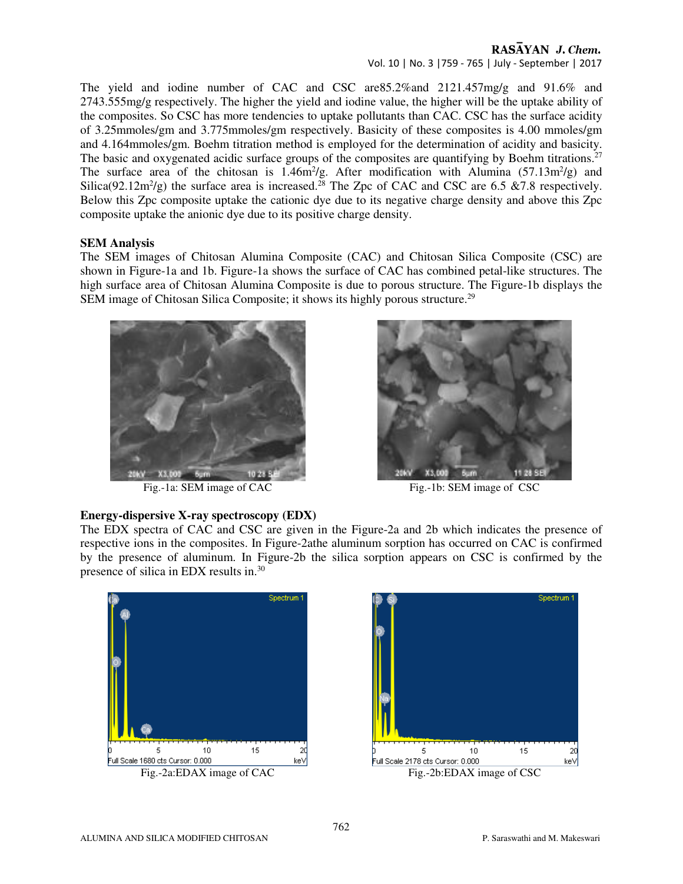The yield and iodine number of CAC and CSC are85.2%and 2121.457mg/g and 91.6% and 2743.555mg/g respectively. The higher the yield and iodine value, the higher will be the uptake ability of the composites. So CSC has more tendencies to uptake pollutants than CAC. CSC has the surface acidity of 3.25mmoles/gm and 3.775mmoles/gm respectively. Basicity of these composites is 4.00 mmoles/gm and 4.164mmoles/gm. Boehm titration method is employed for the determination of acidity and basicity. The basic and oxygenated acidic surface groups of the composites are quantifying by Boehm titrations.[27] The surface area of the chitosan is 1.46m$^2$/g. After modification with Alumina (57.13m$^2$/g) and Silica(92.12m$^2$/g) the surface area is increased.[28] The Zpc of CAC and CSC are 6.5 &7.8 respectively. Below this Zpc composite uptake the cationic dye due to its negative charge density and above this Zpc composite uptake the anionic dye due to its positive charge density.

**SEM Analysis**

The SEM images of Chitosan Alumina Composite (CAC) and Chitosan Silica Composite (CSC) are shown in Figure-1a and 1b. Figure-1a shows the surface of CAC has combined petal-like structures. The high surface area of Chitosan Alumina Composite is due to porous structure. The Figure-1b displays the SEM image of Chitosan Silica Composite; it shows its highly porous structure.[29]

Fig.-1a: SEM image of CAC

Fig.-1b: SEM image of CSC

**Energy-dispersive X-ray spectroscopy (EDX)**

The EDX spectra of CAC and CSC are given in the Figure-2a and 2b which indicates the presence of respective ions in the composites. In Figure-2athe aluminum sorption has occurred on CAC is confirmed by the presence of aluminum. In Figure-2b the silica sorption appears on CSC is confirmed by the presence of silica in EDX results in.[30]

Fig.-2a:EDAX image of CAC

Fig.-2b:EDAX image of CSC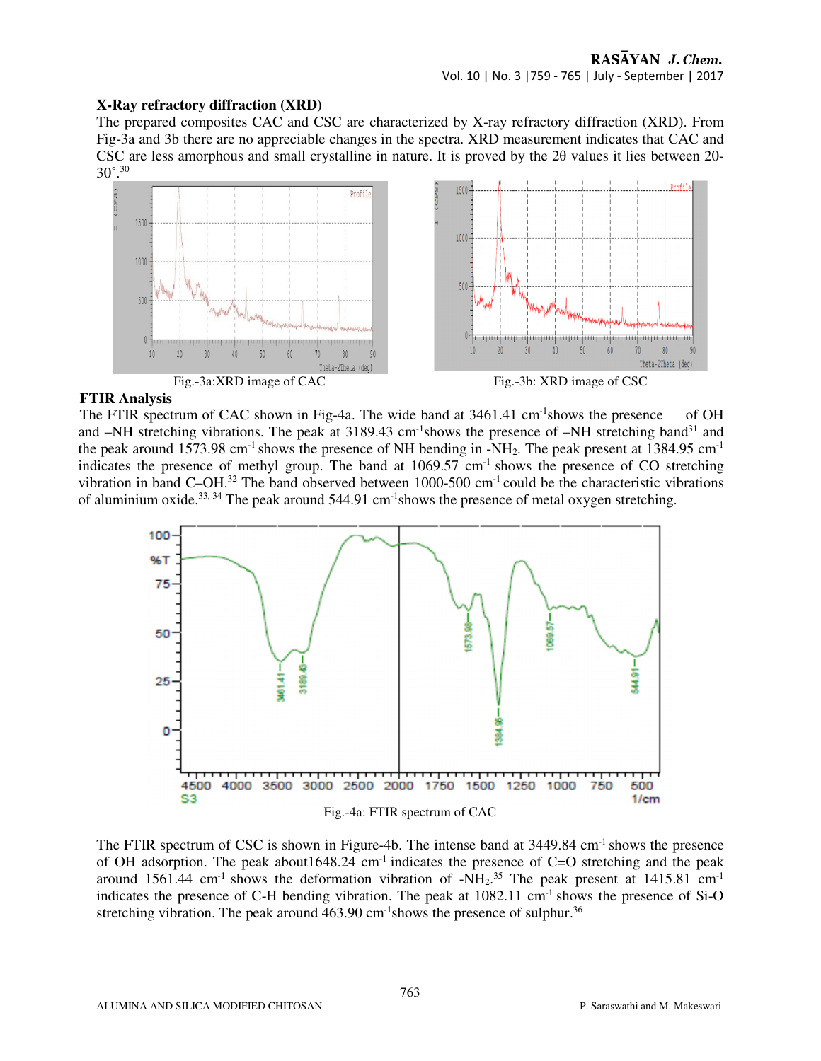### X-Ray refractory diffraction (XRD)

The prepared composites CAC and CSC are characterized by X-ray refractory diffraction (XRD). From Fig-3a and 3b there are no appreciable changes in the spectra. XRD measurement indicates that CAC and CSC are less amorphous and small crystalline in nature. It is proved by the 2θ values it lies between 20-30°.[30]

Fig.-3a:XRD image of CAC

Fig.-3b: XRD image of CSC

### FTIR Analysis

The FTIR spectrum of CAC shown in Fig-4a. The wide band at 3461.41 $cm^{-1}$ shows the presence of OH and –NH stretching vibrations. The peak at 3189.43 $cm^{-1}$ shows the presence of –NH stretching band[31] and the peak around 1573.98 $cm^{-1}$ shows the presence of NH bending in $-NH_2$. The peak present at 1384.95 $cm^{-1}$ indicates the presence of methyl group. The band at 1069.57 $cm^{-1}$ shows the presence of CO stretching vibration in band C–OH.[32] The band observed between 1000-500 $cm^{-1}$ could be the characteristic vibrations of aluminium oxide.[33, 34] The peak around 544.91 $cm^{-1}$ shows the presence of metal oxygen stretching.

Fig.-4a: FTIR spectrum of CAC

The FTIR spectrum of CSC is shown in Figure-4b. The intense band at 3449.84 $cm^{-1}$ shows the presence of OH adsorption. The peak about 1648.24 $cm^{-1}$ indicates the presence of C=O stretching and the peak around 1561.44 $cm^{-1}$ shows the deformation vibration of $-NH_2$.[35] The peak present at 1415.81 $cm^{-1}$ indicates the presence of C-H bending vibration. The peak at 1082.11 $cm^{-1}$ shows the presence of Si-O stretching vibration. The peak around 463.90 $cm^{-1}$ shows the presence of sulphur.[36]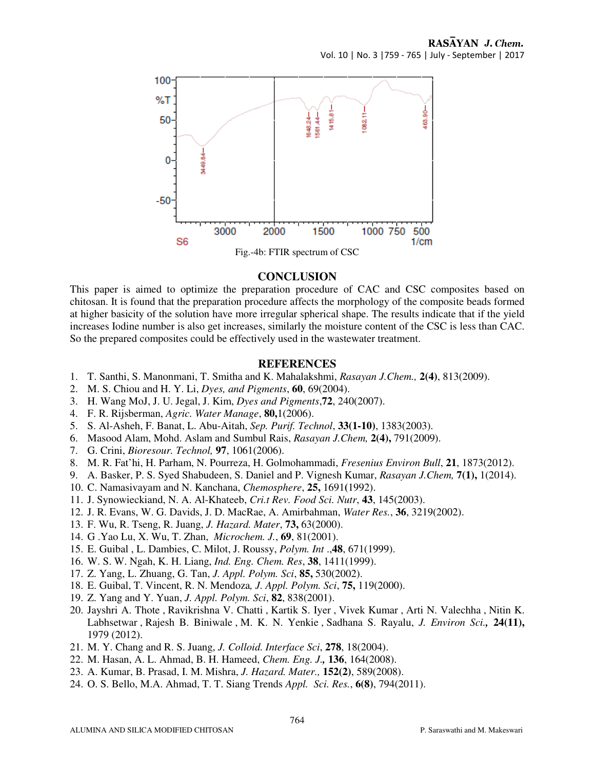Fig.-4b: FTIR spectrum of CSC

## CONCLUSION

This paper is aimed to optimize the preparation procedure of CAC and CSC composites based on chitosan. It is found that the preparation procedure affects the morphology of the composite beads formed at higher basicity of the solution have more irregular spherical shape. The results indicate that if the yield increases Iodine number is also get increases, similarly the moisture content of the CSC is less than CAC. So the prepared composites could be effectively used in the wastewater treatment.

## REFERENCES

1. T. Santhi, S. Manonmani, T. Smitha and K. Mahalakshmi, *Rasayan J.Chem.,* **2(4)**, 813(2009).
2. M. S. Chiou and H. Y. Li, *Dyes, and Pigments*, **60**, 69(2004).
3. H. Wang MoJ, J. U. Jegal, J. Kim, *Dyes and Pigments*,**72**, 240(2007).
4. F. R. Rijsberman, *Agric. Water Manage*, **80,**1(2006).
5. S. Al-Asheh, F. Banat, L. Abu-Aitah, *Sep. Purif. Technol*, **33(1-10)**, 1383(2003).
6. Masood Alam, Mohd. Aslam and Sumbul Rais, *Rasayan J.Chem,* **2(4),** 791(2009).
7. G. Crini, *Bioresour. Technol,* **97**, 1061(2006).
8. M. R. Fat'hi, H. Parham, N. Pourreza, H. Golmohammadi, *Fresenius Environ Bull*, **21**, 1873(2012).
9. A. Basker, P. S. Syed Shabudeen, S. Daniel and P. Vignesh Kumar, *Rasayan J.Chem,* **7(1),** 1(2014).
10. C. Namasivayam and N. Kanchana, *Chemosphere*, **25,** 1691(1992).
11. J. Synowieckiand, N. A. Al-Khateeb, *Cri.t Rev. Food Sci. Nutr*, **43**, 145(2003).
12. J. R. Evans, W. G. Davids, J. D. MacRae, A. Amirbahman, *Water Res.*, **36**, 3219(2002).
13. F. Wu, R. Tseng, R. Juang, *J. Hazard. Mater*, **73,** 63(2000).
14. G .Yao Lu, X. Wu, T. Zhan, *Microchem. J.*, **69**, 81(2001).
15. E. Guibal , L. Dambies, C. Milot, J. Roussy, *Polym. Int* .,**48**, 671(1999).
16. W. S. W. Ngah, K. H. Liang, *Ind. Eng. Chem. Res*, **38**, 1411(1999).
17. Z. Yang, L. Zhuang, G. Tan, *J. Appl. Polym. Sci*, **85,** 530(2002).
18. E. Guibal, T. Vincent, R. N. Mendoza*, J. Appl. Polym. Sci*, **75,** 119(2000).
19. Z. Yang and Y. Yuan, *J. Appl. Polym. Sci*, **82**, 838(2001).
20. Jayshri A. Thote , Ravikrishna V. Chatti , Kartik S. Iyer , Vivek Kumar , Arti N. Valechha , Nitin K. Labhsetwar , Rajesh B. Biniwale , M. K. N. Yenkie , Sadhana S. Rayalu, *J. Environ Sci.,* **24(11),** 1979 (2012).
21. M. Y. Chang and R. S. Juang, *J. Colloid. Interface Sci*, **278**, 18(2004).
22. M. Hasan, A. L. Ahmad, B. H. Hameed, *Chem. Eng. J.,* **136**, 164(2008).
23. A. Kumar, B. Prasad, I. M. Mishra, *J. Hazard. Mater.,* **152(2)**, 589(2008).
24. O. S. Bello, M.A. Ahmad, T. T. Siang Trends *Appl. Sci. Res.*, **6(8)**, 794(2011).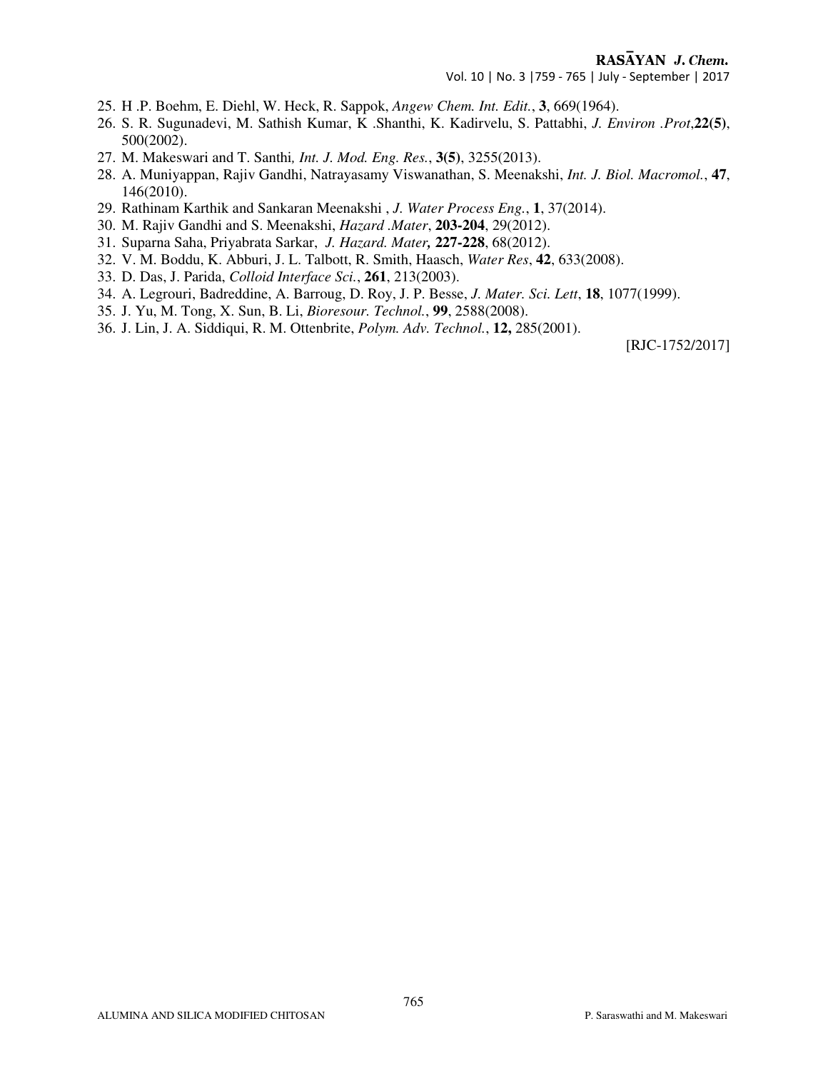25. H .P. Boehm, E. Diehl, W. Heck, R. Sappok, *Angew Chem. Int. Edit.*, **3**, 669(1964).
26. S. R. Sugunadevi, M. Sathish Kumar, K .Shanthi, K. Kadirvelu, S. Pattabhi, *J. Environ .Prot*,**22(5)**, 500(2002).
27. M. Makeswari and T. Santhi*, Int. J. Mod. Eng. Res.*, **3(5)**, 3255(2013).
28. A. Muniyappan, Rajiv Gandhi, Natrayasamy Viswanathan, S. Meenakshi, *Int. J. Biol. Macromol.*, **47**, 146(2010).
29. Rathinam Karthik and Sankaran Meenakshi , *J. Water Process Eng.*, **1**, 37(2014).
30. M. Rajiv Gandhi and S. Meenakshi, *Hazard .Mater*, **203-204**, 29(2012).
31. Suparna Saha, Priyabrata Sarkar, *J. Hazard. Mater,* **227-228**, 68(2012).
32. V. M. Boddu, K. Abburi, J. L. Talbott, R. Smith, Haasch, *Water Res*, **42**, 633(2008).
33. D. Das, J. Parida, *Colloid Interface Sci.*, **261**, 213(2003).
34. A. Legrouri, Badreddine, A. Barroug, D. Roy, J. P. Besse, *J. Mater. Sci. Lett*, **18**, 1077(1999).
35. J. Yu, M. Tong, X. Sun, B. Li, *Bioresour. Technol.*, **99**, 2588(2008).
36. J. Lin, J. A. Siddiqui, R. M. Ottenbrite, *Polym. Adv. Technol.*, **12,** 285(2001).

[RJC-1752/2017]